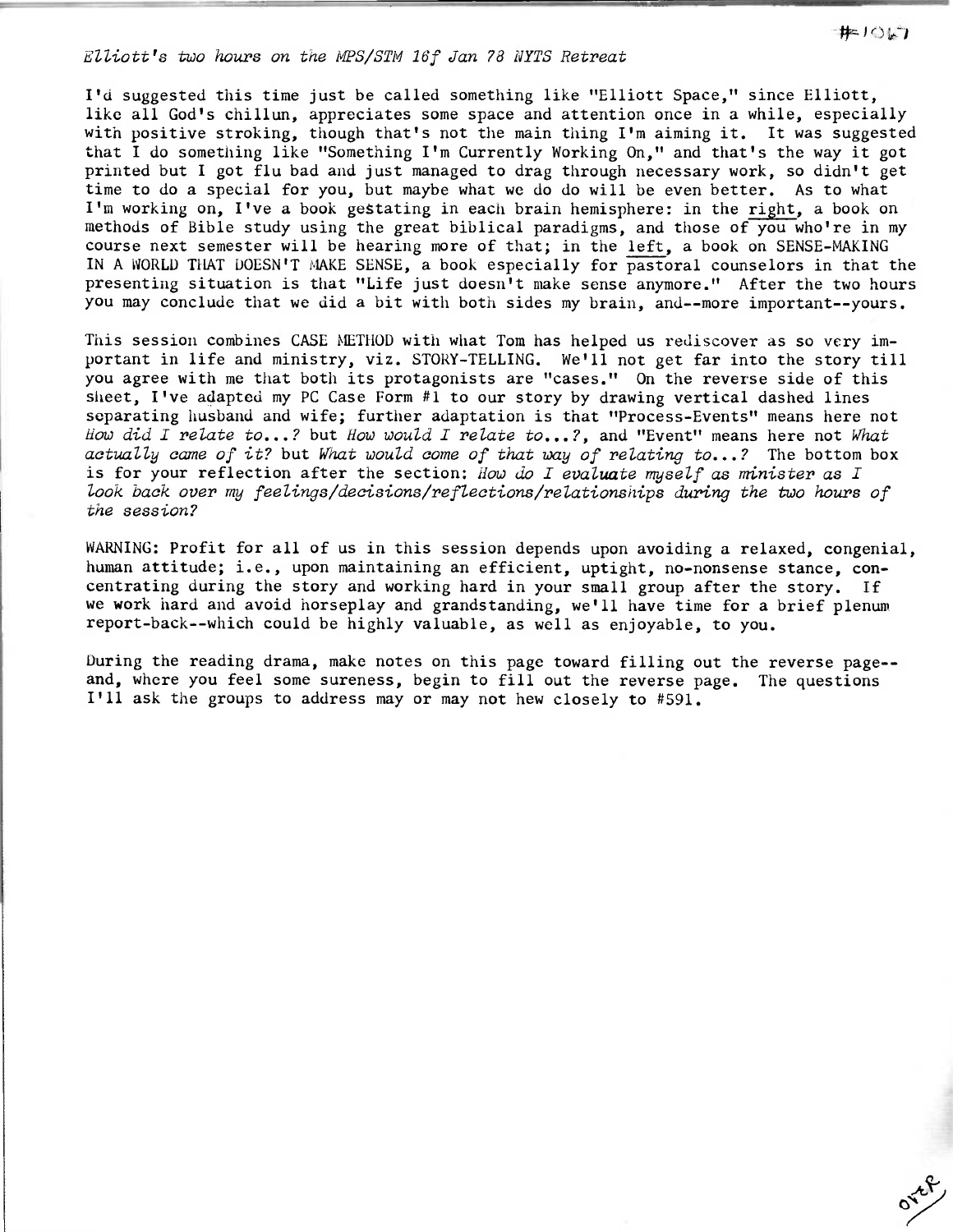#1067

*Elliott's two hours on the MPS/STM 16f Jan 78 NYTS Retreat*

I'd suggested this time just be called something like "Elliott Space," since Elliott, like all God's chillun, appreciates some space and attention once in a while, especially with positive stroking, though that's not the main thing I'm aiming it. It was suggested that I do something like "Something I'm Currently Working On," and that's the way it got printed but I got flu bad and just managed to drag through necessary work, so didn't get time to do a special for you, but maybe what we do do will be even better. As to what I'm working on, I've a book gestating in each brain hemisphere: in the right, a book on methods of Bible study using the great biblical paradigms, and those of you who're in my course next semester will be hearing more of that; in the left, a book on SENSE-MAKING IN A WORLD THAT DOESN'T MAKE SENSE, a book especially for pastoral counselors in that the presenting situation is that "Life just doesn't make sense anymore." After the two hours you may conclude that we did a bit with both sides my brain, and--more important--yours.

This session combines CASE METHOD with what Tom has helped us rediscover as so very important in life and ministry, viz. STORY-TELLING. We'll not get far into the story till you agree with me that both its protagonists are "cases." On the reverse side of this sheet, I've adapted my PC Case Form #1 to our story by drawing vertical dashed lines separating husband and wife; further adaptation is that "Process-Events" means here not *How did I relate to...?* but *How would I relate to...?*, and "Event" means here not *What actually came of it?* but *What would come of that way of relating to...?* The bottom box is for your reflection after the section: *How do I evaluate myself as minister as I look back over my feelings/decisions/reflections/relationships during the two hours of the session?*

WARNING: Profit for all of us in this session depends upon avoiding a relaxed, congenial, human attitude; i.e., upon maintaining an efficient, uptight, no-nonsense stance, concentrating during the story and working hard in your small group after the story. If we work hard and avoid horseplay and grandstanding, we'll have time for a brief plenum report-back--which could be highly valuable, as well as enjoyable, to you.

During the reading drama, make notes on this page toward filling out the reverse page--and, where you feel some sureness, begin to fill out the reverse page. The questions I'll ask the groups to address may or may not hew closely to #591.

over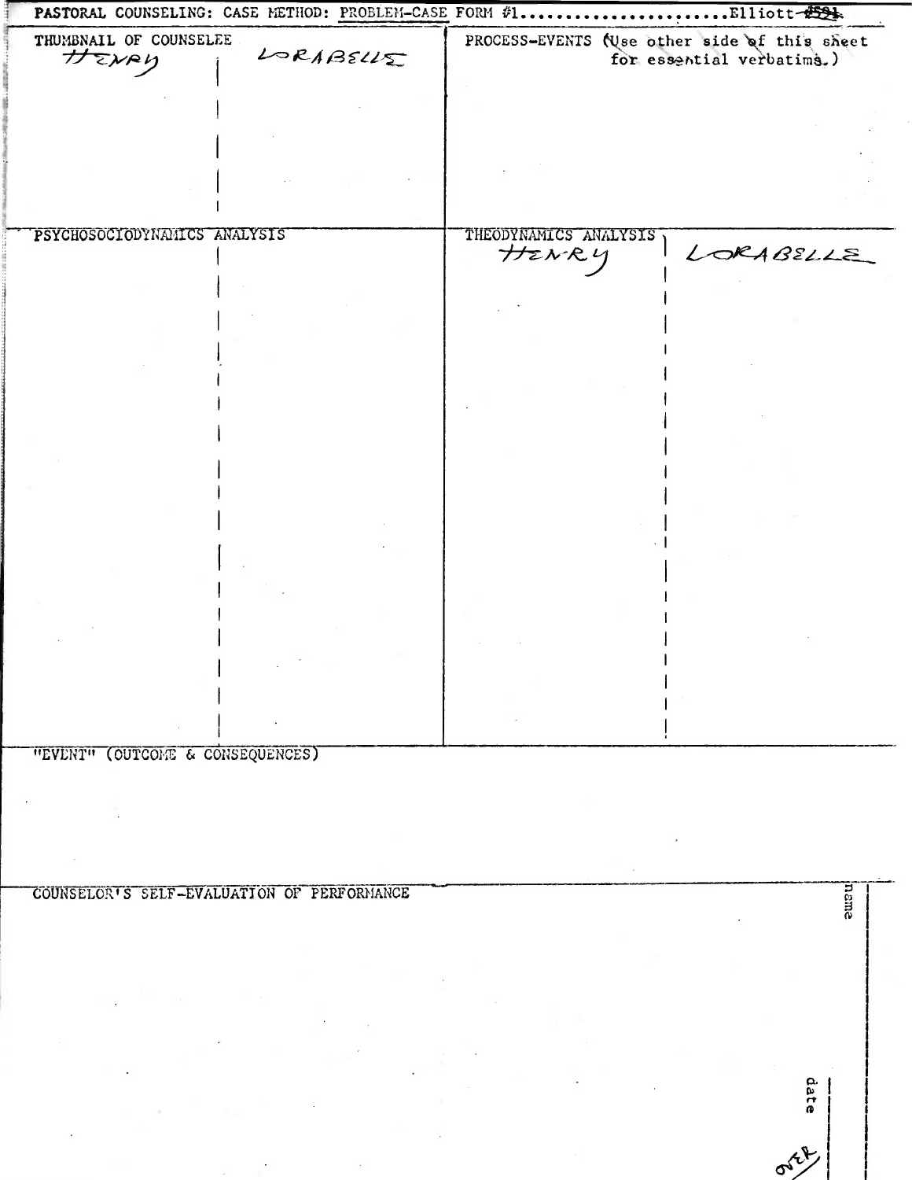**PASTORAL COUNSELING: CASE METHOD: PROBLEM-CASE FORM #1** ...................... Elliott ~~#591~~

**THUMBNAIL OF COUNSELEE**

HENRY | LORABELLE

**PROCESS-EVENTS** (Use other side of this sheet for essential verbatims.)

**PSYCHOSOCIODYNAMICS ANALYSIS**

**THEODYNAMICS ANALYSIS**

HENRY | LORABELLE

**"EVENT" (OUTCOME & CONSEQUENCES)**

**COUNSELOR'S SELF-EVALUATION OF PERFORMANCE**

name

date

OVER